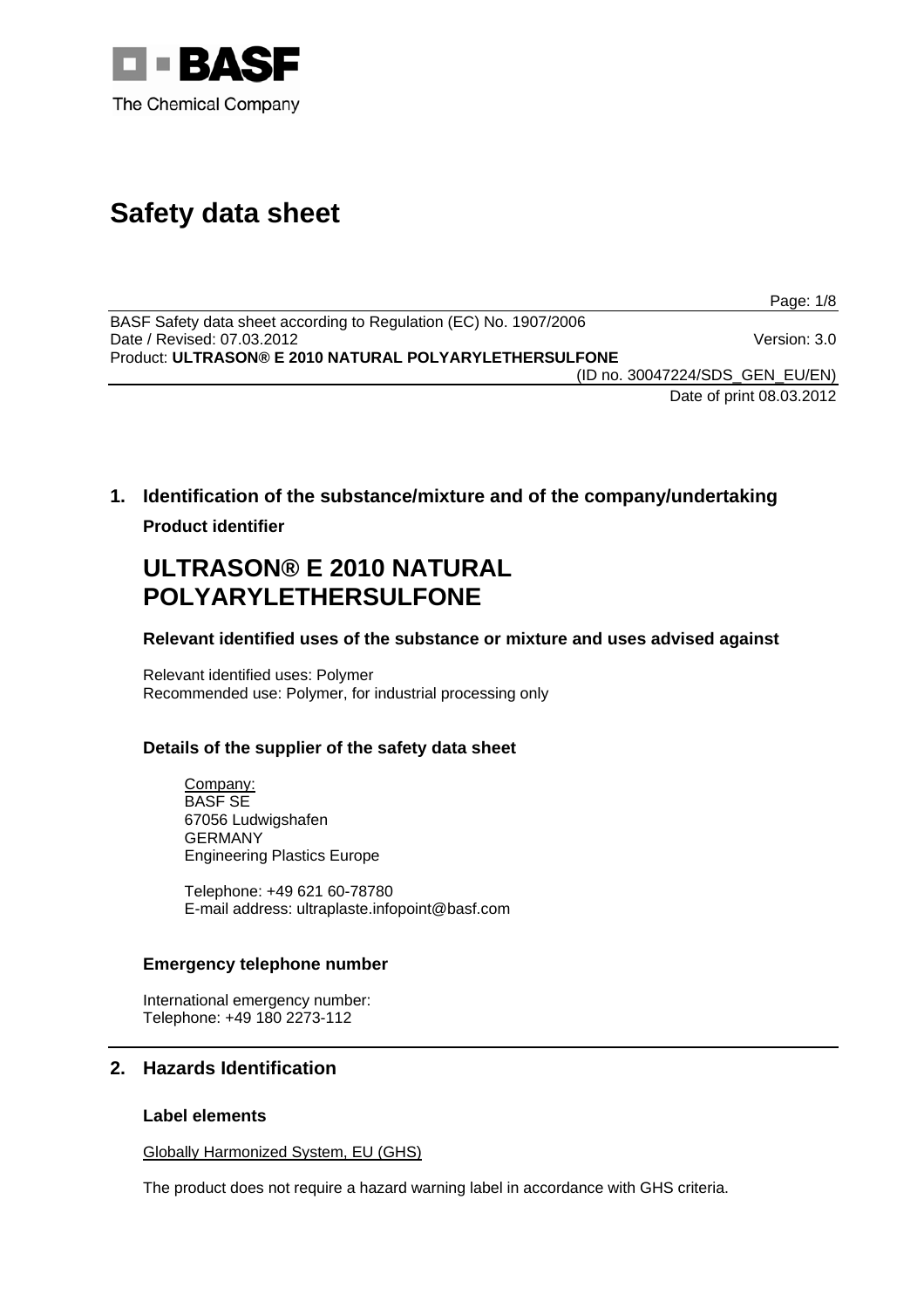BASF
The Chemical Company

# Safety data sheet

BASF Safety data sheet according to Regulation (EC) No. 1907/2006
Date / Revised: 07.03.2012 Version: 3.0
Product: **ULTRASON® E 2010 NATURAL POLYARYLETHERSULFONE**
(ID no. 30047224/SDS_GEN_EU/EN)
Date of print 08.03.2012

## 1. Identification of the substance/mixture and of the company/undertaking

**Product identifier**

# ULTRASON® E 2010 NATURAL POLYARYLETHERSULFONE

### Relevant identified uses of the substance or mixture and uses advised against

Relevant identified uses: Polymer
Recommended use: Polymer, for industrial processing only

### Details of the supplier of the safety data sheet

Company:
BASF SE
67056 Ludwigshafen
GERMANY
Engineering Plastics Europe

Telephone: +49 621 60-78780
E-mail address: ultraplaste.infopoint@basf.com

### Emergency telephone number

International emergency number:
Telephone: +49 180 2273-112

## 2. Hazards Identification

### Label elements

Globally Harmonized System, EU (GHS)

The product does not require a hazard warning label in accordance with GHS criteria.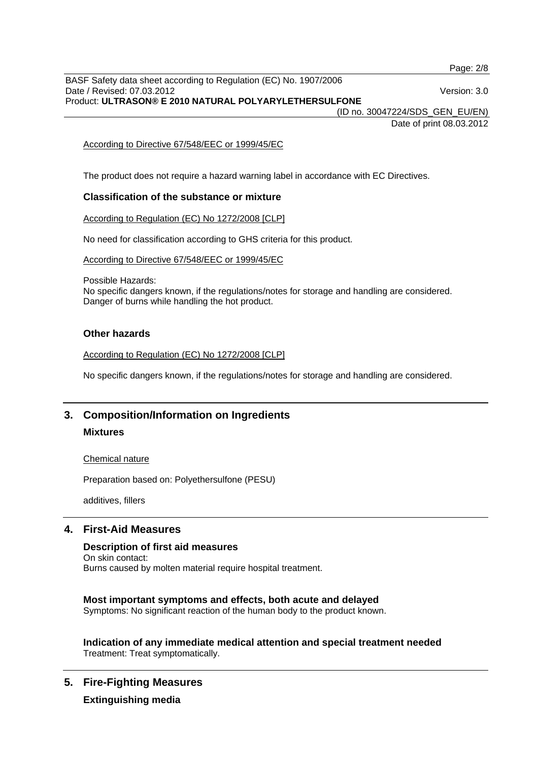According to Directive 67/548/EEC or 1999/45/EC

The product does not require a hazard warning label in accordance with EC Directives.

### Classification of the substance or mixture

According to Regulation (EC) No 1272/2008 [CLP]

No need for classification according to GHS criteria for this product.

According to Directive 67/548/EEC or 1999/45/EC

Possible Hazards:
No specific dangers known, if the regulations/notes for storage and handling are considered.
Danger of burns while handling the hot product.

### Other hazards

According to Regulation (EC) No 1272/2008 [CLP]

No specific dangers known, if the regulations/notes for storage and handling are considered.

## 3. Composition/Information on Ingredients

### Mixtures

Chemical nature

Preparation based on: Polyethersulfone (PESU)

additives, fillers

## 4. First-Aid Measures

### Description of first aid measures

On skin contact:
Burns caused by molten material require hospital treatment.

### Most important symptoms and effects, both acute and delayed

Symptoms: No significant reaction of the human body to the product known.

### Indication of any immediate medical attention and special treatment needed

Treatment: Treat symptomatically.

## 5. Fire-Fighting Measures

### Extinguishing media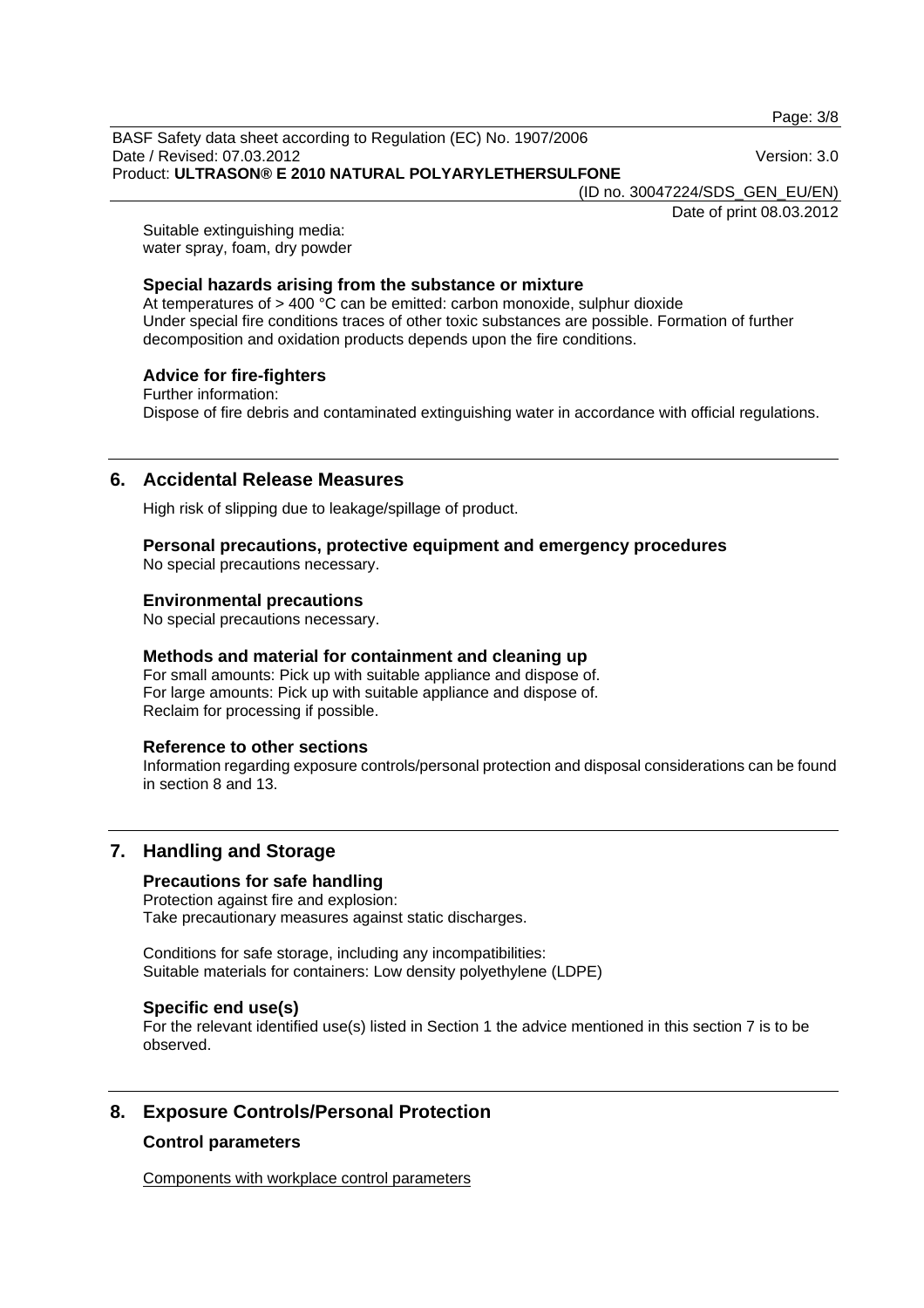Suitable extinguishing media:
water spray, foam, dry powder

### Special hazards arising from the substance or mixture

At temperatures of > 400 °C can be emitted: carbon monoxide, sulphur dioxide
Under special fire conditions traces of other toxic substances are possible. Formation of further decomposition and oxidation products depends upon the fire conditions.

### Advice for fire-fighters

Further information:
Dispose of fire debris and contaminated extinguishing water in accordance with official regulations.

## 6. Accidental Release Measures

High risk of slipping due to leakage/spillage of product.

### Personal precautions, protective equipment and emergency procedures

No special precautions necessary.

### Environmental precautions

No special precautions necessary.

### Methods and material for containment and cleaning up

For small amounts: Pick up with suitable appliance and dispose of.
For large amounts: Pick up with suitable appliance and dispose of.
Reclaim for processing if possible.

### Reference to other sections

Information regarding exposure controls/personal protection and disposal considerations can be found in section 8 and 13.

## 7. Handling and Storage

### Precautions for safe handling

Protection against fire and explosion:
Take precautionary measures against static discharges.

Conditions for safe storage, including any incompatibilities:
Suitable materials for containers: Low density polyethylene (LDPE)

### Specific end use(s)

For the relevant identified use(s) listed in Section 1 the advice mentioned in this section 7 is to be observed.

## 8. Exposure Controls/Personal Protection

### Control parameters

Components with workplace control parameters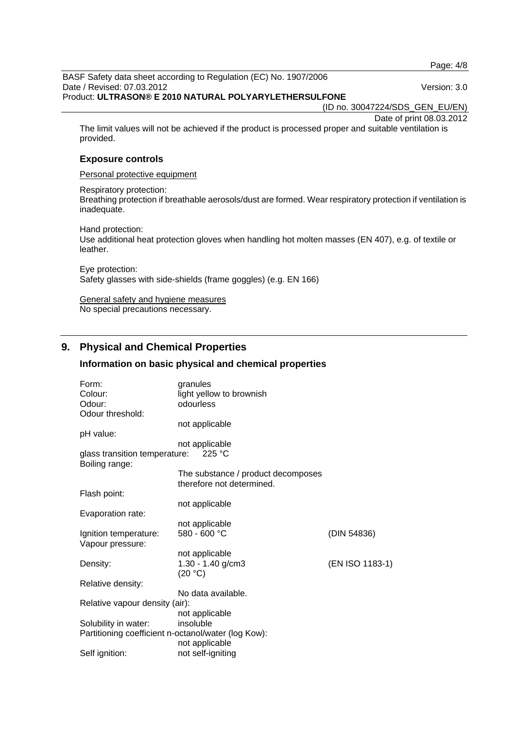The limit values will not be achieved if the product is processed proper and suitable ventilation is provided.

### Exposure controls

Personal protective equipment

Respiratory protection:
Breathing protection if breathable aerosols/dust are formed. Wear respiratory protection if ventilation is inadequate.

Hand protection:
Use additional heat protection gloves when handling hot molten masses (EN 407), e.g. of textile or leather.

Eye protection:
Safety glasses with side-shields (frame goggles) (e.g. EN 166)

General safety and hygiene measures
No special precautions necessary.

## 9. Physical and Chemical Properties

### Information on basic physical and chemical properties

| | | |
|---|---|---|
| Form: | granules | |
| Colour: | light yellow to brownish | |
| Odour: | odourless | |
| Odour threshold: | not applicable | |
| pH value: | not applicable | |
| glass transition temperature: | 225 °C | |
| Boiling range: | The substance / product decomposes therefore not determined. | |
| Flash point: | not applicable | |
| Evaporation rate: | not applicable | |
| Ignition temperature: | 580 - 600 °C | (DIN 54836) |
| Vapour pressure: | not applicable | |
| Density: | 1.30 - 1.40 g/cm3 (20 °C) | (EN ISO 1183-1) |
| Relative density: | No data available. | |
| Relative vapour density (air): | not applicable | |
| Solubility in water: | insoluble | |
| Partitioning coefficient n-octanol/water (log Kow): | not applicable | |
| Self ignition: | not self-igniting | |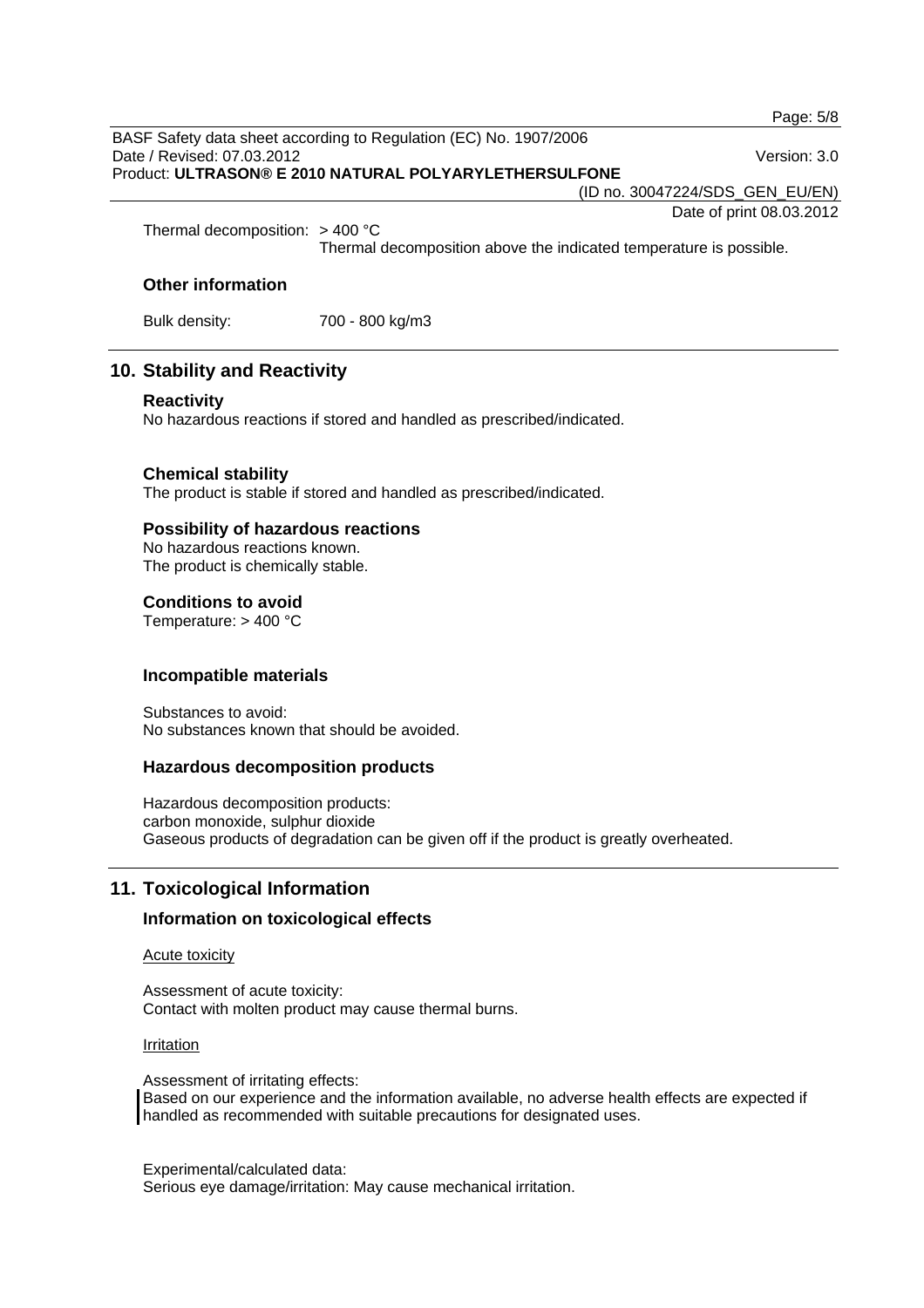Thermal decomposition: > 400 °C
Thermal decomposition above the indicated temperature is possible.

### Other information

Bulk density: 700 - 800 kg/m3

## 10. Stability and Reactivity

### Reactivity

No hazardous reactions if stored and handled as prescribed/indicated.

### Chemical stability

The product is stable if stored and handled as prescribed/indicated.

### Possibility of hazardous reactions

No hazardous reactions known.
The product is chemically stable.

### Conditions to avoid

Temperature: > 400 °C

### Incompatible materials

Substances to avoid:
No substances known that should be avoided.

### Hazardous decomposition products

Hazardous decomposition products:
carbon monoxide, sulphur dioxide
Gaseous products of degradation can be given off if the product is greatly overheated.

## 11. Toxicological Information

### Information on toxicological effects

Acute toxicity

Assessment of acute toxicity:
Contact with molten product may cause thermal burns.

Irritation

Assessment of irritating effects:
Based on our experience and the information available, no adverse health effects are expected if handled as recommended with suitable precautions for designated uses.

Experimental/calculated data:
Serious eye damage/irritation: May cause mechanical irritation.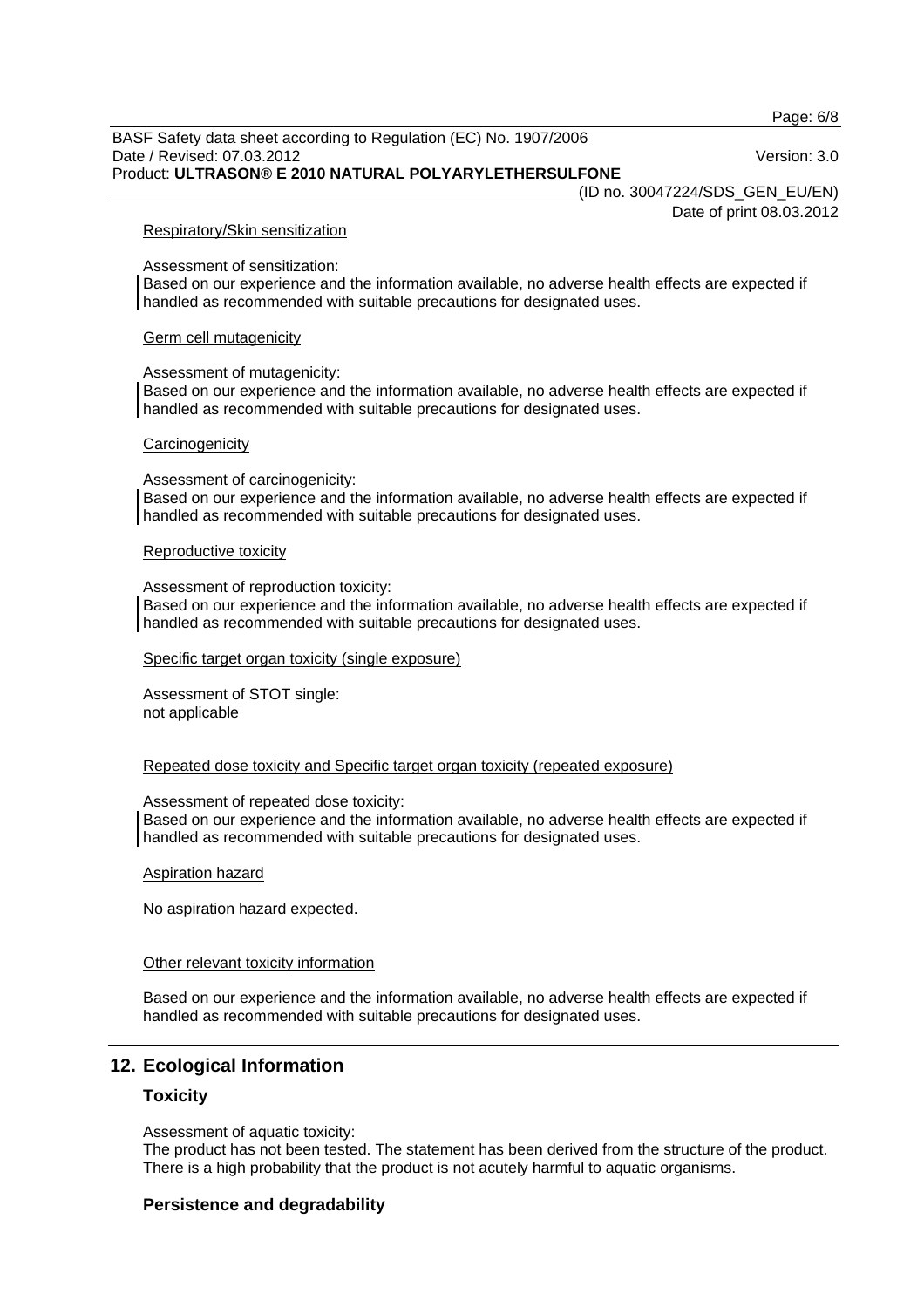Respiratory/Skin sensitization

Assessment of sensitization:
Based on our experience and the information available, no adverse health effects are expected if handled as recommended with suitable precautions for designated uses.

Germ cell mutagenicity

Assessment of mutagenicity:
Based on our experience and the information available, no adverse health effects are expected if handled as recommended with suitable precautions for designated uses.

Carcinogenicity

Assessment of carcinogenicity:
Based on our experience and the information available, no adverse health effects are expected if handled as recommended with suitable precautions for designated uses.

Reproductive toxicity

Assessment of reproduction toxicity:
Based on our experience and the information available, no adverse health effects are expected if handled as recommended with suitable precautions for designated uses.

Specific target organ toxicity (single exposure)

Assessment of STOT single:
not applicable

Repeated dose toxicity and Specific target organ toxicity (repeated exposure)

Assessment of repeated dose toxicity:
Based on our experience and the information available, no adverse health effects are expected if handled as recommended with suitable precautions for designated uses.

Aspiration hazard

No aspiration hazard expected.

Other relevant toxicity information

Based on our experience and the information available, no adverse health effects are expected if handled as recommended with suitable precautions for designated uses.

## 12. Ecological Information

### Toxicity

Assessment of aquatic toxicity:
The product has not been tested. The statement has been derived from the structure of the product. There is a high probability that the product is not acutely harmful to aquatic organisms.

### Persistence and degradability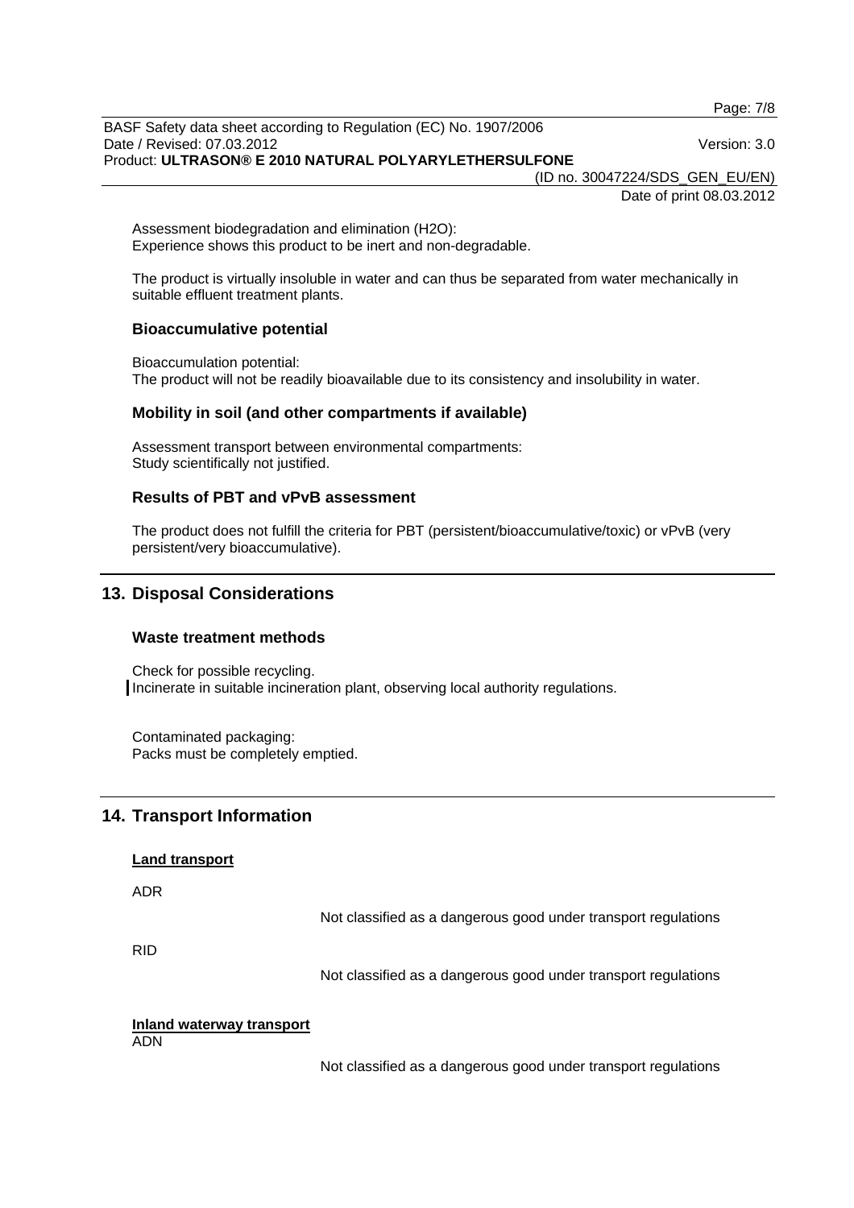Assessment biodegradation and elimination ($H_2O$):
Experience shows this product to be inert and non-degradable.

The product is virtually insoluble in water and can thus be separated from water mechanically in suitable effluent treatment plants.

### Bioaccumulative potential

Bioaccumulation potential:
The product will not be readily bioavailable due to its consistency and insolubility in water.

### Mobility in soil (and other compartments if available)

Assessment transport between environmental compartments:
Study scientifically not justified.

### Results of PBT and vPvB assessment

The product does not fulfill the criteria for PBT (persistent/bioaccumulative/toxic) or vPvB (very persistent/very bioaccumulative).

## 13. Disposal Considerations

### Waste treatment methods

Check for possible recycling.
Incinerate in suitable incineration plant, observing local authority regulations.

Contaminated packaging:
Packs must be completely emptied.

## 14. Transport Information

**Land transport**

ADR

Not classified as a dangerous good under transport regulations

RID

Not classified as a dangerous good under transport regulations

**Inland waterway transport**

ADN

Not classified as a dangerous good under transport regulations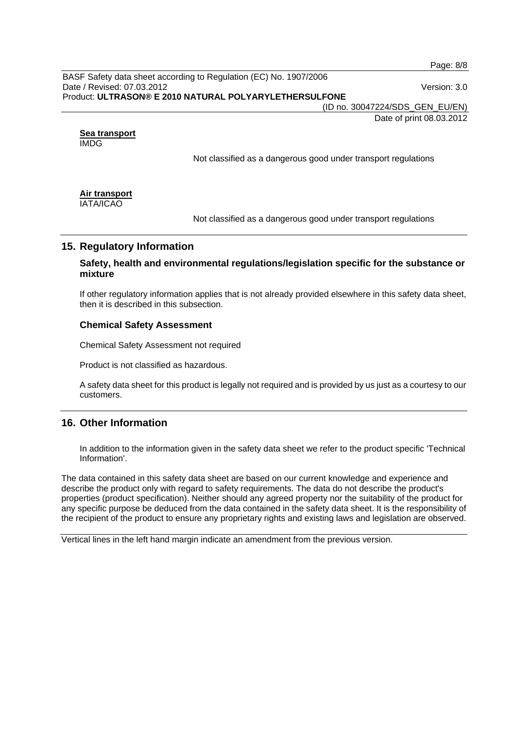**Sea transport**
IMDG

Not classified as a dangerous good under transport regulations

**Air transport**
IATA/ICAO

Not classified as a dangerous good under transport regulations

## 15. Regulatory Information

### Safety, health and environmental regulations/legislation specific for the substance or mixture

If other regulatory information applies that is not already provided elsewhere in this safety data sheet, then it is described in this subsection.

### Chemical Safety Assessment

Chemical Safety Assessment not required

Product is not classified as hazardous.

A safety data sheet for this product is legally not required and is provided by us just as a courtesy to our customers.

## 16. Other Information

In addition to the information given in the safety data sheet we refer to the product specific 'Technical Information'.

The data contained in this safety data sheet are based on our current knowledge and experience and describe the product only with regard to safety requirements. The data do not describe the product's properties (product specification). Neither should any agreed property nor the suitability of the product for any specific purpose be deduced from the data contained in the safety data sheet. It is the responsibility of the recipient of the product to ensure any proprietary rights and existing laws and legislation are observed.

Vertical lines in the left hand margin indicate an amendment from the previous version.